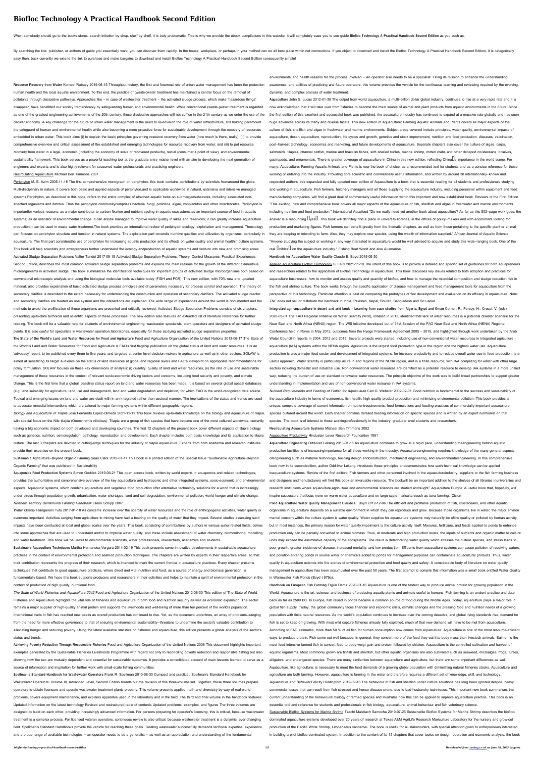# Biofloc Technology A Practical Handbook Second Edition

When somebody should go to the books stores, search initiation by shop, shelf by shelf, it is truly problematic. This is why we provide the ebook compilations in this website. It will completely ease you to see guide **Biofloc Technology A Practical Handbook Second Edition** as you such as.

By searching the title, publisher, or authors of guide you essentially want, you can discover them rapidly. In the house, workplace, or perhaps in your method can be all best place within net connections. If you object to download and install the Biofloc Technology A Practical Handbook Second Edition, it is categorically easy then, back currently we extend the link to purchase and make bargains to download and install Biofloc Technology A Practical Handbook Second Edition consequently simple!

**Resource Recovery from Water** Korneel Rabaey 2019-06-15 Throughout history, the first and foremost role of urban water management has been the protection human health and the local aquatic environment. To this end, the practice of (waste-)water treatment has maintained a central focus on the removal of pollutants through dissipative pathways. Approaches like – in case of wastewater treatment – the activated sludge process, which make 'hazardous things' disappear, have benefitted our society tremendously by safeguarding human and environmental health. While conventional (waste-)water treatment is regarded as one of the greatest engineering achievements of the 20th century, these dissipative approaches will not suffice in the 21th century as we enter the era of the circular economy. A key challenge for the future of urban water management is the need to re-envision the role of water infrastructure, still holding paramount the safeguard of human and environmental health while also becoming a more proactive force for sustainable development through the recovery of resources embedded in urban water. This book aims (i) to explain the basic principles governing resource recovery from water (how much is there, really); (ii) to provide comprehensive overview and critical assessment of the established and emerging technologies for resource recovery from water; and (iii) to put resource recovery from water in a legal, economic (including the economy of scale of recovered products), social (consumer's point of view), and environmental sustainability framework. This book serves as a powerful teaching tool at the graduate entry master level with an aim to developing the next generation of engineers and experts and is also highly relevant for seasoned water professionals and practicing engineers.

Recirculating Aquaculture Michael Ben Timmons 2007

Periphyton M. E. Azim 2005-11-18 The first comprehensive monograph on periphyton, this book contains contributions by scientists fromaround the globe. Multi-disciplinary in nature, it covers both basic and applied aspects of periphyton,and is applicable worldwide in natural, extensive and intensive managed systems.Periphyton, as described in this book, refers to the entire complex of attached aquatic biota on submergedsubstrates, including associated non-attached organisms and detritus. Thus the periphyton communitycomprises bacteria, fungi, protozoa, algae, zooplankton and other invertebrates. Periphyton is importantfor various reasons: as a major contributor to carbon fixation and nutrient cycling in aquatic ecosystems;as an important source of food in aquatic systems; as an indicator of environmental change. It can alsobe managed to improve water quality in lakes and reservoirs; it can greatly increase aquaculture production;it can be used in waste water treatment.The book provides an international review of periphyton ecology, exploitation and management. Theecology part focuses on periphyton structure and function in natural systems. The exploitation part coversits nutritive qualities and utilization by organisms, particularly in aquaculture. The final part considersthe use of periphyton for increasing aquatic production and its effects on water quality and animal healthin culture systems. This book will help scientists and entrepreneurs further understand the ecology andproduction of aquatic systems and venture into new and promising areas.

Activated Sludge Separation Problems Valter Tandoi 2017-09-15 Activated Sludge Separation Problems: Theory, Control Measures, Practical Experiences, Second Edition, describes the most common activated sludge separation problems and explains the main reasons for the growth of the different filamentous microorganisms in activated sludge. The book summarizes the identification techniques for important groups of activated sludge microorganisms both based on conventional microscopic analysis and using the biological molecular tools available today (FISH and PCR). This new edition, with 70% new and updated material, also provides explanation of basic activated sludge process principles and of parameters necessary for process control and operation. The theory of secondary clarifies is described to the extent necessary for understanding the construction and operation of secondary clarifiers. The activated sludge reactor and secondary clarifies are treated as one system and the interactions are explained. The wide range of experiences around the world is documented and the methods to avoid the proliferation of these organisms are presented and critically reviewed. Activated Sludge Separation Problems consists of six chapters, presenting up-to-date technical and scientific aspects of these processes. The new edition also features an extended list of literature references for further reading. The book will be a valuable help for students of environmental engineering, wastewater specialists, plant operators and designers of activated sludge plants. It is also useful for specialists in wastewater operation laboratories, especially for those studying activated sludge separation properties.

**The State of the World's Land and Water Resources for Food and Agriculture** Food and Agriculture Organization of the United Nations 2013-06-17 The State of the World's Land and Water Resources for Food and Agriculture is FAO's first flagship publication on the global status of land and water resources. It is an 'advocacy' report, to be published every three to five years, and targeted at senior level decision makers in agriculture as well as in other sectors. SOLAW is aimed at sensitizing its target audience on the status of land resources at global and regional levels and FAO's viewpoint on appropriate recommendations for policy formulation. SOLAW focuses on these key dimensions of analysis: (i) quantity, quality of land and water resources, (ii) the rate of use and sustainable management of these resources in the context of relevant socio-economic driving factors and concerns, including food security and poverty, and climate change. This is the first time that a global, baseline status report on land and water resources has been made. It is based on several global spatial databases (e.g. land suitability for agriculture, land use and management, land and water degradation and depletion) for which FAO is the world-recognized data source. Topical and emerging issues on land and water are dealt with in an integrated rather than sectoral manner. The implications of the status and trends are used to advocate remedial interventions which are tailored to major farming systems within different geographic regions.

*Biology and Aquaculture of Tilapia* José Fernando López-Olmeda 2021-11-11 This book reviews up-to-date knowledge on the biology and aquaculture of tilapia, with special focus on the Nile tilapia (Oreochromis niloticus). Tilapia are a group of fish species that have become one of the most cultured worldwide, currently having a big economic impact on both developed and developing countries. The first 12 chapters of the present book cover different aspects of tilapia biology such as genetics, nutrition, osmoregulation, pathology, reproduction and development. Each chapter includes both basic knowledge and its application to tilapia culture. The last 3 chapters are devoted to cutting-edge techniques for the industry of tilapia aquaculture. Experts from both academia and research institutes provide their expertise on the present book.

**Sustainable Agriculture—Beyond Organic Farming** Sean Clark 2018-07-17 This book is a printed edition of the Special Issue "Sustainable Agriculture–Beyond Organic Farming" that was published in Sustainability

**Aquaponics Food Production Systems** Simon Goddek 2019-06-21 This open access book, written by world experts in aquaponics and related technologies, provides the authoritative and comprehensive overview of the key aquaculture and hydroponic and other integrated systems, socio-economic and environmental aspects. Aquaponic systems, which combine aquaculture and vegetable food production offer alternative technology solutions for a world that is increasingly under stress through population growth, urbanisation, water shortages, land and soil degradation, environmental pollution, world hunger and climate change.

*Northern Territory Barramundi Farming Handbook* Glenn Schipp 2007

*Water Quality* Hlanganani Tutu 2017-01-18 As concerns increase over the scarcity of water resources and the role of anthropogenic activities, water quality is evermore important. Activities ranging from agriculture to mining have had a bearing on the quality of water that they impact. Several studies assessing such impacts have been conducted at local and global scales over the years. This book, consisting of contributions by authors in various water-related fields, delves into some approaches that are used to understand and/or to improve water quality, and these include assessment of water chemistry, biomonitoring, modelling and water treatment. This book will be useful to environmental scientists, water professionals, researchers, academics and students.

**Sustainable Aquaculture Techniques** Martha Hernandez-Vergara 2014-02-19 This book presents some innovative developments in sustainable aquaculture practices in the context of environmental protection and seafood production techniques. The chapters are written by experts in their respective areas, so that their contribution represents the progress of their research, which is intended to mark the current frontier in aquaculture practices. Every chapter presents techniques that contribute to good aquaculture practices, where direct and vital nutrition and food, as a source of energy and biomass generation, is fundamentally based. We hope this book supports producers and researchers in their activities and helps to maintain a spirit of environmental protection in the context of production of high quality, nutritional food.

*The State of World Fisheries and Aquaculture 2012* Food and Agriculture Organization of the United Nations 2012-06-30 This edition of The State of World Fisheries and Aquaculture highlights the vital role of fisheries and aquaculture in both food and nutrition security as well as economic expansion. The sector remains a major supplier of high-quality animal protein and supports the livelihoods and well-being of more than ten percent of the world's population. International trade in fish has reached new peaks as overall production has continued to rise. Yet, as the document underlines, an array of problems--ranging from the need for more effective governance to that of ensuring environmental sustainability--threatens to undermine the sector's valuable contribution to alleviating hunger and reducing poverty. Using the latest available statistics on fisheries and aquaculture, this edition presents a global analysis of the sector's status and trends.

**Achieving Poverty Reduction Through Responsible Fisheries** Food and Agriculture Organization of the United Nations 2008 This document highlights important examples generated by the Sustainable Fisheries Livelihoods Programme with regard not only to reconciling poverty reduction and responsible fishing but also showing how the two are mutually dependent and essential for sustainable outcomes. It provides a consolidated account of main lessons learned to serve as a source of information and inspiration for further work with small-scale fishing communities.

**Spellman's Standard Handbook for Wastewater Operators** Frank R. Spellman 2010-08-30 Compact and practical, Spellman's Standard Handbook for Wastewater Operators: Volume III, Advanced Level, Second Edition rounds out the revision of this three-volume set. Together, these three volumes prepare operators to obtain licensure and operate wastewater treatment plants properly. This volume presents applied math and chemistry by way of real-world problems, covers equipment maintenance, and explains apparatus used in the laboratory and in the field. The third and final volume in the handbook features: Updated information on the latest technology Revised and restructured table of contents Updated problems, examples, and figures The three volumes are designed to build on each other, providing increasingly advanced information. For persons preparing for operator's licensing, this is critical, because wastewater treatment is a complex process. For licensed veteran operators, continuous review is also critical, because wastewater treatment is a dynamic, ever-changing field. Spellman's Standard Handbooks provide the vehicle for reaching these goals. Treating wastewater successfully demands technical expertise, experience, and a broad range of available technologies — an operator needs to be a generalist — as well as an appreciation and understanding of the fundamental environmental and health reasons for the process involved — an operator also needs to be a specialist. Filling its mission to enhance the understanding, awareness, and abilities of practicing and future operators, this volume provides the vehicle for the continuous learning and reviewing required by the evolving, dynamic, and complex process of water treatment.

**Aquaculture** John S. Lucas 2012-01-30 The output from world aquaculture, a multi-billion dollar global industry, continues to rise at a very rapid rate and it is now acknowledged that it will take over from fisheries to become the main source of animal and plant products from aquatic environments in the future. Since the first edition of this excellent and successful book was published, the aquaculture industry has continued to expand at a massive rate globally and has seen huge advances across its many and diverse facets. This new edition of Aquaculture: Farming Aquatic Animals and Plants covers all major aspects of the culture of fish, shellfish and algae in freshwater and marine environments. Subject areas covered include principles, water quality, environmental impacts of aquaculture, desert aquaculture, reproduction, life cycles and growth, genetics and stock improvement, nutrition and feed production, diseases, vaccination, post-harvest technology, economics and marketing, and future developments of aquaculture. Separate chapters also cover the culture of algae, carps, salmonids, tilapias, channel catfish, marine and brackish fishes, soft-shelled turtles, marine shrimp, mitten crabs and other decapod crustaceans, bivalves, gastropods, and ornamentals. There is greater coverage of aquaculture in China in this new edition, reflecting China's importance in the world scene. For many, Aquaculture: Farming Aquatic Animals and Plants is now the book of choice, as a recommended text for students and as a concise reference for those working or entering into the industry. Providing core scientific and commercially useful information, and written by around 30 internationally-known and respected authors, this expanded and fully updated new edition of Aquaculture is a book that is essential reading for all students and professionals studying and working in aquaculture. Fish farmers, hatchery managers and all those supplying the aquaculture industry, including personnel within equipment and feed manufacturing companies, will find a great deal of commercially useful information within this important and now established book. Reviews of the First Edition "This exciting, new and comprehensive book covers all major aspects of the aquaculture of fish, shellfish and algae in freshwater and marine environments including nutrition and feed production." International Aquafeed "Do we really need yet another book about aquaculture? As far as this 502-page work goes, the answer is a resounding 'yes'. This book will definitely find a place in university libraries, in the offices of policy-makers and with economists looking for production and marketing figures. Fish farmers can benefit greatly from the thematic chapters, as well as from those pertaining to the specific plant or animal they are keeping or intending to farm. Also, they may explore new species, using the wealth of information supplied." African Journal of Aquatic Science "Anyone studying the subject or working in any way interested in aquaculture would be well advised to acquire and study this wide-ranging book. One of the real 'bibles' on the aquaculture industry." Fishing Boat World and also Ausmarine

**Handbook for Aquaculture Water Quality** Claude E. Boyd 2015-05-30

Applied Aquaculture Biofloc Technology S. Felix 2021-11-18 The intent of this book is to provide a detailed and specific set of guidelines for both aquapreneurs and researchers related to the application of Biofloc Technology in aquaculture. This book discusses key issues related to both adoption and practices for aquaculture businesses, how to monitor and assess quality and quantity of biofloc, and how to manage the microbial composition and sludge reduction risk in the fish and shrimp culture. The book works through the specific application of disease management and feed management tools for aquaculture from the perspective of this technology. Particular attention is paid on comparing the prototypes of floc development and evaluation on its efficacy in aquaculture. Note: T&F does not sell or distribute the hardback in India, Pakistan, Nepal, Bhutan, Bangladesh and Sri Lanka.

**Integrated agri-aquaculture in desert and arid lands – Learning from case studies from Algeria, Egypt and Oman** Corner, R., Fersoy, H., Crespi, V. (eds). 2020-05-01 The FAO Regional Initiative on Water Scarcity (WSI), initiated in 2013, identified that lack of water resources is a potential disaster scenario for the Near East and North Africa (NENA) region. The WSI initiative developed out of 31st Session of the FAO Near East and North Africa (NENA) Regional Conference held in Rome in May 2012, outcomes from the Hyogo Framework Agreement 2005 – 2015, and highlighted through work undertaken by the Arab Water Council in reports in 2004, 2012 and 2015. Several projects were started, including use of non-conventional water resources in integrated agriculture - aquaculture (IAA) systems within the NENA region. Agriculture is the largest food production type in the region and the highest water use. Aquaculture production is also a major food sector and development of integrated systems, for increase productivity and to reduce overall water use in food production, is a useful approach. Water scarcity is particularly acute in arid regions of the NENA region, and is a finite resource, with IAA competing for water with other large sectors including domestic and industrial use. Non-conventional water resources are identified as a potential resource to develop IAA systems in a more unified way, reducing the burden of use on standard renewable water resources. The principle objective of the work was to build broad partnerships to support greater understanding in implementation and use of non-conventional water resource in IAA systems.

*Nutrient Requirements and Feeding of Finfish for Aquaculture* Carl D. Webster 2002-02-01 Good nutrition is fundamental to the success and sustainability of the aquaculture industry in terms of economics, fish health, high quality product production and minimizing environmental pollution. This book provides a unique, complete coverage of current information on nutrientrequirements, feed formulations and feeding practices of commercially important aquaculture species cultured around the world. Each chapter contains detailed feeding information on specific species and is written by an expert nutritionist on that species. The book is of interest to those workingprofessionally in the aquaculture industry, graduate level students and researchers.

**Recirculating Aquaculture Systems** Michael Ben Timmons 2002

Aquaculture Productivity Hindustan Lever Research Foundation 1991

**Aquaculture Engineering** Odd-Ivar Lekang 2013-01-15 As aquaculture continues to grow at a rapid pace, understanding theengineering behind aquatic production facilities is of increasingimportance for all those working in the industry. Aquacultureengineering requires knowledge of the many general aspects ofengineering such as material technology, building design andconstruction, mechanical engineering, and environmentalengineering. In this comprehensive book now in its secondedition, author Odd-Ivar Lekang introduces these principles anddemonstrates how such technical knowledge can be applied toaquaculture systems. Review of the first edition: 'Fish farmers and other personnel involved in the aquacultureindustry, suppliers to the fish farming business and designers andmanufacturers will find this book an invaluable resource. The bookwill be an important addition to the shelves of all libraries inuniversities and research institutions where aquaculture,agriculture and environmental sciences are studied andtaught.' Aquaculture Europe 'A useful book that, hopefully, will inspire successors thatfocus more on warm water aquaculture and on large-scale maricultures­uch as tuna farming.' Cision

**Pond Aquaculture Water Quality Management** Claude E. Boyd 2012-12-06 The efficient and profitable production of fish, crustaceans, and other aquatic organisms in aquaculture depends on a suitable environment in which they can reproduce and grow. Because those organisms live in water, the major environ mental concern within the culture system is water quality. Water supplies for aquaculture systems may naturally be oflow quality or polluted by human activity, but in most instances, the primary reason for water quality impairment is the culture activity itself. Manures, fertilizers, and feeds applied to ponds to enhance production only can be partially converted to animal biomass. Thus, at moderate and high production levels, the inputs of nutrients and organic matter to culture units may exceed the assimilative capacity of the ecosystems. The result is deteriorating water quality which stresses the culture species, and stress leads to poor growth, greater incidence of disease, increased mortality, and low produc tion. Effluents from aquaculture systems can cause pollution of receiving waters, and pollution entering ponds in source water or chemicals added to ponds for management purposes can contaminate aquacultural products. Thus, water quality in aquaculture extends into the arenas of environmental protection and food quality and safety. A considerable body of literature on water quality management in aquaculture has been accumulated over the past 50 years. The first attempt to compile this information was a small book entitled Water Quality in Warmwater Fish Ponds (Boyd I 979a).

**Handbook on European Fish Farming** Ergün Demir 2020-01-16 Aquaculture is one of the fastest way to produce animal protein for growing population in the World. Aquaculture is the art, science, and business of producing aquatic plants and animals useful to humans. Fish farming is an ancient practice and date back as far as 2500 BC. In Europe, fish raised in ponds became a common source of food during the Middle Ages. Today, aquaculture plays a major role in global fish supply. Today, the global community faces financial and economic crisis, climatic changes and the pressing food and nutrition needs of a growing population with finite natural resources. As the world's population continues to increase over the coming decades, and global living standards rise, demand for fish is set to keep on growing. With most wild capture fisheries already fully exploited, much of that new demand will have to be met from aquaculture. According to FAO estimates, more than 50 % of all fish for human consumption now comes from aquaculture. Aquaculture is one of the most resource-efficient ways to produce protein. Fish come out well because, in general, they convert more of the feed they eat into body mass than livestock animals. Salmon is the most feed-intensive farmed fish to convert feed to body weight gain and protein followed by chicken. Aquaculture is the controlled cultivation and harvest of aquatic organisms. Most commonly grown are finfish and shellfish, but other aquatic organisms are also cultivated such as seaweed, microalgae, frogs, turtles, alligators, and endangered species. There are many similarities between aquaculture and agriculture, but there are some important differences as well. Aquaculture, like agriculture, is necessary to meet the food demands of a growing global population with diminishing natural fisheries stocks. Aquaculture and agriculture are both farming. However, aquaculture is farming in the water and therefore requires a different set of knowledge, skill, and technology.

*Aquaculture and Behavior* Felicity Huntingford 2012-02-13 The behaviour of fish and shellfish under culture situations has long been ignored despite, heavy commercial losses that can result from fish stressed and hence disease-prone, due to bad husbandry techniques. This important new book summarises the current understanding of the behavioural biology of farmed species and illustrates how this can be applied to improve aquaculture practice. This book is an essential tool and reference for students and professionals in fish biology, aquaculture, animal behaviour and fish veterinary science.

Sustainable Biofloc Systems for Marine Shrimp Tzachi Matzliach Samocha 2019-07-25 Sustainable Biofloc Systems for Marine Shrimp describes the biofloc-dominated aquaculture systems developed over 20 years of research at Texas A&M AgriLife Research Mariculture Laboratory for the nursery and grow-out production of the Pacific White Shrimp, Litopenaeus vannamei. The book is useful for all stakeholders, with special attention given to entrepreneurs interested in building a pilot biofloc-dominated system. In addition to the content of its 15 chapters that cover topics on design, operation and economic analysis, the book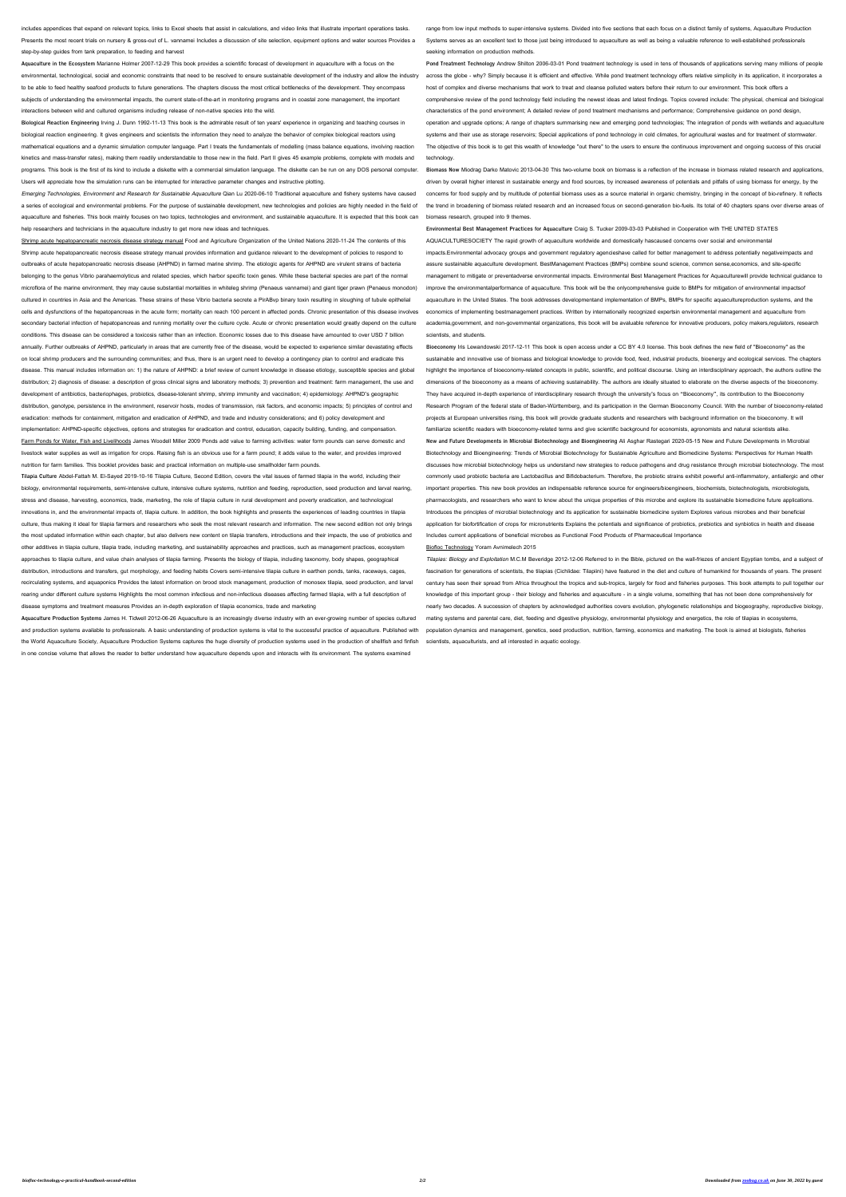includes appendices that expand on relevant topics, links to Excel sheets that assist in calculations, and video links that illustrate important operations tasks. Presents the most recent trials on nursery & gross-out of L. vannamei Includes a discussion of site selection, equipment options and water sources Provides a step-by-step guides from tank preparation, to feeding and harvest

**Aquaculture in the Ecosystem** Marianne Holmer 2007-12-29 This book provides a scientific forecast of development in aquaculture with a focus on the environmental, technological, social and economic constraints that need to be resolved to ensure sustainable development of the industry and allow the industry to be able to feed healthy seafood products to future generations. The chapters discuss the most critical bottlenecks of the development. They encompass subjects of understanding the environmental impacts, the current state-of-the-art in monitoring programs and in coastal zone management, the important interactions between wild and cultured organisms including release of non-native species into the wild.

**Biological Reaction Engineering** Irving J. Dunn 1992-11-13 This book is the admirable result of ten years' experience in organizing and teaching courses in biological reaction engineering. It gives engineers and scientists the information they need to analyze the behavior of complex biological reactors using mathematical equations and a dynamic simulation computer language. Part I treats the fundamentals of modelling (mass balance equations, involving reaction kinetics and mass-transfer rates), making them readily understandable to those new in the field. Part II gives 45 example problems, complete with models and programs. This book is the first of its kind to include a diskette with a commercial simulation language. The diskette can be run on any DOS personal computer. Users will appreciate how the simulation runs can be interrupted for interactive parameter changes and instructive plotting.

*Emerging Technologies, Environment and Research for Sustainable Aquaculture* Qian Lu 2020-06-10 Traditional aquaculture and fishery systems have caused a series of ecological and environmental problems. For the purpose of sustainable development, new technologies and policies are highly needed in the field of aquaculture and fisheries. This book mainly focuses on two topics, technologies and environment, and sustainable aquaculture. It is expected that this book can help researchers and technicians in the aquaculture industry to get more new ideas and techniques.

Shrimp acute hepatopancreatic necrosis disease strategy manual Food and Agriculture Organization of the United Nations 2020-11-24 The contents of this Shrimp acute hepatopancreatic necrosis disease strategy manual provides information and guidance relevant to the development of policies to respond to outbreaks of acute hepatopancreatic necrosis disease (AHPND) in farmed marine shrimp. The etiologic agents for AHPND are virulent strains of bacteria belonging to the genus Vibrio parahaemolyticus and related species, which harbor specific toxin genes. While these bacterial species are part of the normal microflora of the marine environment, they may cause substantial mortalities in whiteleg shrimp (Penaeus vannamei) and giant tiger prawn (Penaeus monodon) cultured in countries in Asia and the Americas. These strains of these Vibrio bacteria secrete a PirABvp binary toxin resulting in sloughing of tubule epithelial cells and dysfunctions of the hepatopancreas in the acute form; mortality can reach 100 percent in affected ponds. Chronic presentation of this disease involves secondary bacterial infection of hepatopancreas and running mortality over the culture cycle. Acute or chronic presentation would greatly depend on the culture conditions. This disease can be considered a toxicosis rather than an infection. Economic losses due to this disease have amounted to over USD 7 billion annually. Further outbreaks of AHPND, particularly in areas that are currently free of the disease, would be expected to experience similar devastating effects on local shrimp producers and the surrounding communities; and thus, there is an urgent need to develop a contingency plan to control and eradicate this disease. This manual includes information on: 1) the nature of AHPND: a brief review of current knowledge in disease etiology, susceptible species and global distribution; 2) diagnosis of disease: a description of gross clinical signs and laboratory methods; 3) prevention and treatment: farm management, the use and development of antibiotics, bacteriophages, probiotics, disease-tolerant shrimp, shrimp immunity and vaccination; 4) epidemiology: AHPND's geographic distribution, genotype, persistence in the environment, reservoir hosts, modes of transmission, risk factors, and economic impacts; 5) principles of control and eradication: methods for containment, mitigation and eradication of AHPND, and trade and industry considerations; and 6) policy development and implementation: AHPND-specific objectives, options and strategies for eradication and control, education, capacity building, funding, and compensation.

Farm Ponds for Water, Fish and Livelihoods James Woodell Miller 2009 Ponds add value to farming activities: water farm pounds can serve domestic and livestock water supplies as well as irrigation for crops. Raising fish is an obvious use for a farm pound; it adds value to the water, and provides improved nutrition for farm families. This booklet provides basic and practical information on multiple-use smallholder farm pounds.

**Tilapia Culture** Abdel-Fattah M. El-Sayed 2019-10-16 Tilapia Culture, Second Edition, covers the vital issues of farmed tilapia in the world, including their biology, environmental requirements, semi-intensive culture, intensive culture systems, nutrition and feeding, reproduction, seed production and larval rearing, stress and disease, harvesting, economics, trade, marketing, the role of tilapia culture in rural development and poverty eradication, and technological innovations in, and the environmental impacts of, tilapia culture. In addition, the book highlights and presents the experiences of leading countries in tilapia culture, thus making it ideal for tilapia farmers and researchers who seek the most relevant research and information. The new second edition not only brings the most updated information within each chapter, but also delivers new content on tilapia transfers, introductions and their impacts, the use of probiotics and other additives in tilapia culture, tilapia trade, including marketing, and sustainability approaches and practices, such as management practices, ecosystem approaches to tilapia culture, and value chain analyses of tilapia farming. Presents the biology of tilapia, including taxonomy, body shapes, geographical distribution, introductions and transfers, gut morphology, and feeding habits Covers semi-intensive tilapia culture in earthen ponds, tanks, raceways, cages, recirculating systems, and aquaponics Provides the latest information on brood stock management, production of monosex tilapia, seed production, and larval rearing under different culture systems Highlights the most common infectious and non-infectious diseases affecting farmed tilapia, with a full description of disease symptoms and treatment measures Provides an in-depth exploration of tilapia economics, trade and marketing

**Aquaculture Production Systems** James H. Tidwell 2012-06-26 Aquaculture is an increasingly diverse industry with an ever-growing number of species cultured and production systems available to professionals. A basic understanding of production systems is vital to the successful practice of aquaculture. Published with the World Aquaculture Society, Aquaculture Production Systems captures the huge diversity of production systems used in the production of shellfish and finfish in one concise volume that allows the reader to better understand how aquaculture depends upon and interacts with its environment. The systems examined range from low input methods to super-intensive systems. Divided into five sections that each focus on a distinct family of systems, Aquaculture Production Systems serves as an excellent text to those just being introduced to aquaculture as well as being a valuable reference to well-established professionals seeking information on production methods.

**Pond Treatment Technology** Andrew Shilton 2006-03-01 Pond treatment technology is used in tens of thousands of applications serving many millions of people across the globe - why? Simply because it is efficient and effective. While pond treatment technology offers relative simplicity in its application, it incorporates a host of complex and diverse mechanisms that work to treat and cleanse polluted waters before their return to our environment. This book offers a comprehensive review of the pond technology field including the newest ideas and latest findings. Topics covered include: The physical, chemical and biological characteristics of the pond environment; A detailed review of pond treatment mechanisms and performance; Comprehensive guidance on pond design, operation and upgrade options; A range of chapters summarising new and emerging pond technologies; The integration of ponds with wetlands and aquaculture systems and their use as storage reservoirs; Special applications of pond technology in cold climates, for agricultural wastes and for treatment of stormwater. The objective of this book is to get this wealth of knowledge "out there" to the users to ensure the continuous improvement and ongoing success of this crucial technology.

**Biomass Now** Miodrag Darko Matovic 2013-04-30 This two-volume book on biomass is a reflection of the increase in biomass related research and applications, driven by overall higher interest in sustainable energy and food sources, by increased awareness of potentials and pitfalls of using biomass for energy, by the concerns for food supply and by multitude of potential biomass uses as a source material in organic chemistry, bringing in the concept of bio-refinery. It reflects the trend in broadening of biomass related research and an increased focus on second-generation bio-fuels. Its total of 40 chapters spans over diverse areas of biomass research, grouped into 9 themes.

**Environmental Best Management Practices for Aquaculture** Craig S. Tucker 2009-03-03 Published in Cooperation with THE UNITED STATES AQUACULTURESOCIETY The rapid growth of aquaculture worldwide and domestically hascaused concerns over social and environmental impacts.Environmental advocacy groups and government regulatory agencieshave called for better management to address potentially negativeimpacts and assure sustainable aquaculture development. BestManagement Practices (BMPs) combine sound science, common sense,economics, and site-specific management to mitigate or preventadverse environmental impacts. Environmental Best Management Practices for Aquaculturewill provide technical guidance to improve the environmentalperformance of aquaculture. This book will be the onlycomprehensive guide to BMPs for mitigation of environmental impactsof aquaculture in the United States. The book addresses developmentand implementation of BMPs, BMPs for specific aquacultureproduction systems, and the economics of implementing bestmanagement practices. Written by internationally recognized expertsin environmental management and aquaculture from academia,government, and non-governmental organizations, this book will be avaluable reference for innovative producers, policy makers,regulators, research scientists, and students.

**Bioeconomy** Iris Lewandowski 2017-12-11 This book is open access under a CC BY 4.0 license. This book defines the new field of "Bioeconomy" as the sustainable and innovative use of biomass and biological knowledge to provide food, feed, industrial products, bioenergy and ecological services. The chapters highlight the importance of bioeconomy-related concepts in public, scientific, and political discourse. Using an interdisciplinary approach, the authors outline the dimensions of the bioeconomy as a means of achieving sustainability. The authors are ideally situated to elaborate on the diverse aspects of the bioeconomy. They have acquired in-depth experience of interdisciplinary research through the university's focus on "Bioeconomy", its contribution to the Bioeconomy Research Program of the federal state of Baden-Württemberg, and its participation in the German Bioeconomy Council. With the number of bioeconomy-related projects at European universities rising, this book will provide graduate students and researchers with background information on the bioeconomy. It will familiarize scientific readers with bioeconomy-related terms and give scientific background for economists, agronomists and natural scientists alike.

**New and Future Developments in Microbial Biotechnology and Bioengineering** Ali Asghar Rastegari 2020-05-15 New and Future Developments in Microbial Biotechnology and Bioengineering: Trends of Microbial Biotechnology for Sustainable Agriculture and Biomedicine Systems: Perspectives for Human Health discusses how microbial biotechnology helps us understand new strategies to reduce pathogens and drug resistance through microbial biotechnology. The most commonly used probiotic bacteria are Lactobacillus and Bifidobacterium. Therefore, the probiotic strains exhibit powerful anti-inflammatory, antiallergic and other important properties. This new book provides an indispensable reference source for engineers/bioengineers, biochemists, biotechnologists, microbiologists, pharmacologists, and researchers who want to know about the unique properties of this microbe and explore its sustainable biomedicine future applications. Introduces the principles of microbial biotechnology and its application for sustainable biomedicine system Explores various microbes and their beneficial application for biofortification of crops for micronutrients Explains the potentials and significance of probiotics, prebiotics and synbiotics in health and disease Includes current applications of beneficial microbes as Functional Food Products of Pharmaceutical Importance

Biofloc Technology Yoram Avnimelech 2015

*Tilapias: Biology and Exploitation* M.C.M Beveridge 2012-12-06 Referred to in the Bible, pictured on the wall-friezes of ancient Egyptian tombs, and a subject of fascination for generations of scientists, the tilapias (Cichlidae: Tilapiini) have featured in the diet and culture of humankind for thousands of years. The present century has seen their spread from Africa throughout the tropics and sub-tropics, largely for food and fisheries purposes. This book attempts to pull together our knowledge of this important group - their biology and fisheries and aquaculture - in a single volume, something that has not been done comprehensively for nearly two decades. A succession of chapters by acknowledged authorities covers evolution, phylogenetic relationships and biogeography, reproductive biology, mating systems and parental care, diet, feeding and digestive physiology, environmental physiology and energetics, the role of tilapias in ecosystems, population dynamics and management, genetics, seed production, nutrition, farming, economics and marketing. The book is aimed at biologists, fisheries scientists, aquaculturists, and all interested in aquatic ecology.